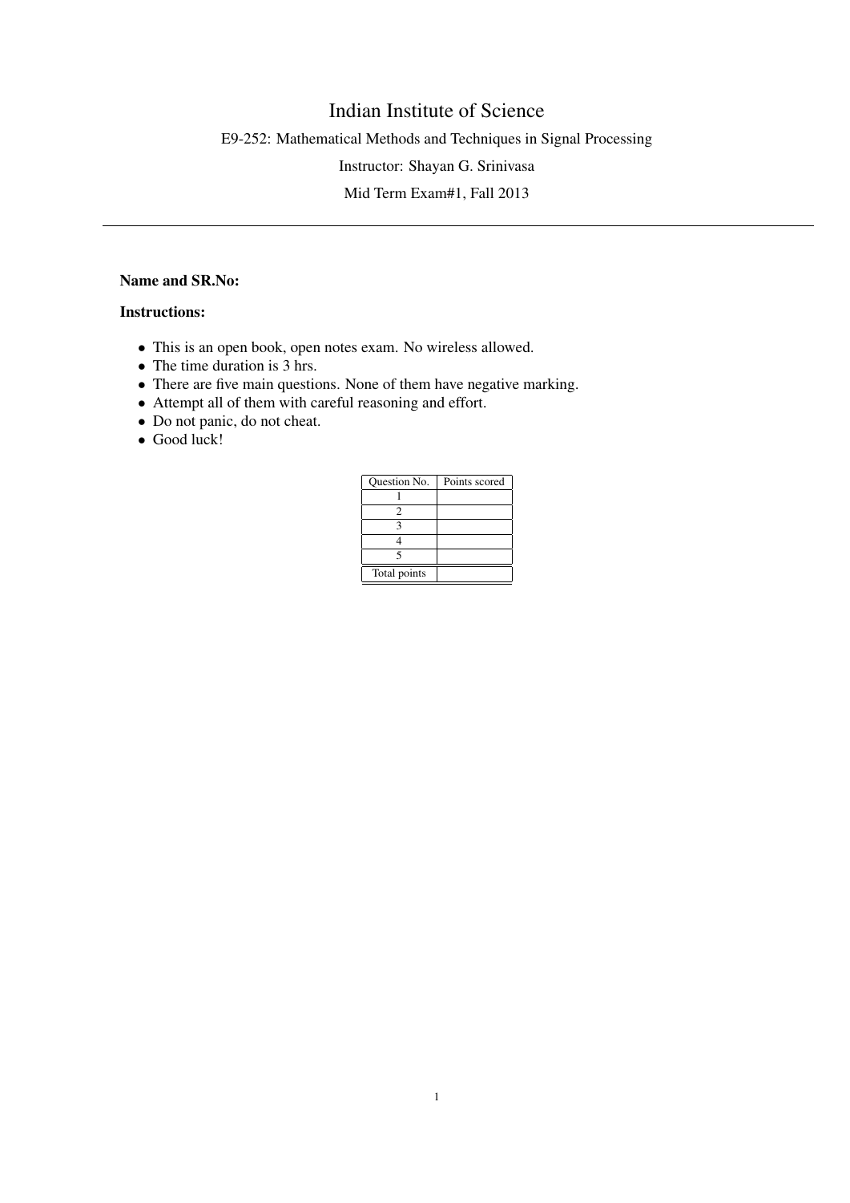# Indian Institute of Science

E9-252: Mathematical Methods and Techniques in Signal Processing

Instructor: Shayan G. Srinivasa

Mid Term Exam#1, Fall 2013

---

**Name and SR.No:**

**Instructions:**

- This is an open book, open notes exam. No wireless allowed.
- The time duration is 3 hrs.
- There are five main questions. None of them have negative marking.
- Attempt all of them with careful reasoning and effort.
- Do not panic, do not cheat.
- Good luck!

| Question No. | Points scored |
|---|---|
| 1 | |
| 2 | |
| 3 | |
| 4 | |
| 5 | |
| Total points | |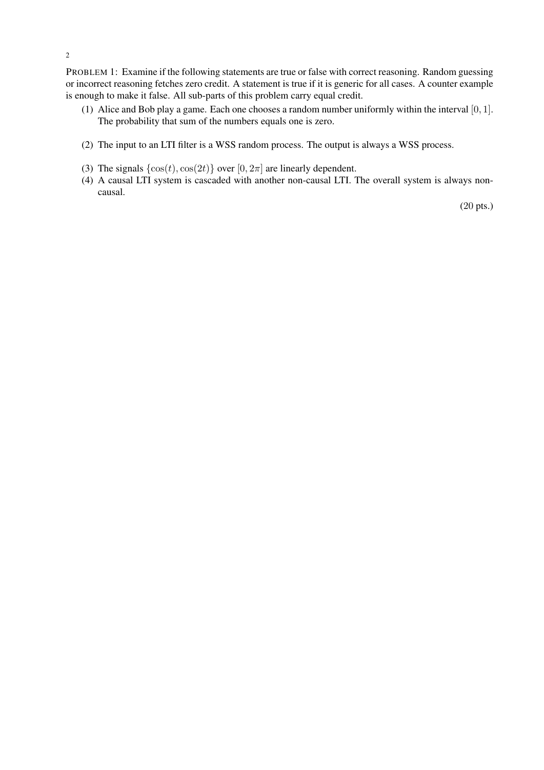PROBLEM 1: Examine if the following statements are true or false with correct reasoning. Random guessing or incorrect reasoning fetches zero credit. A statement is true if it is generic for all cases. A counter example is enough to make it false. All sub-parts of this problem carry equal credit.

(1) Alice and Bob play a game. Each one chooses a random number uniformly within the interval $[0, 1]$. The probability that sum of the numbers equals one is zero.

(2) The input to an LTI filter is a WSS random process. The output is always a WSS process.

(3) The signals $\{\cos(t), \cos(2t)\}$ over $[0, 2\pi]$ are linearly dependent.

(4) A causal LTI system is cascaded with another non-causal LTI. The overall system is always non-causal.

(20 pts.)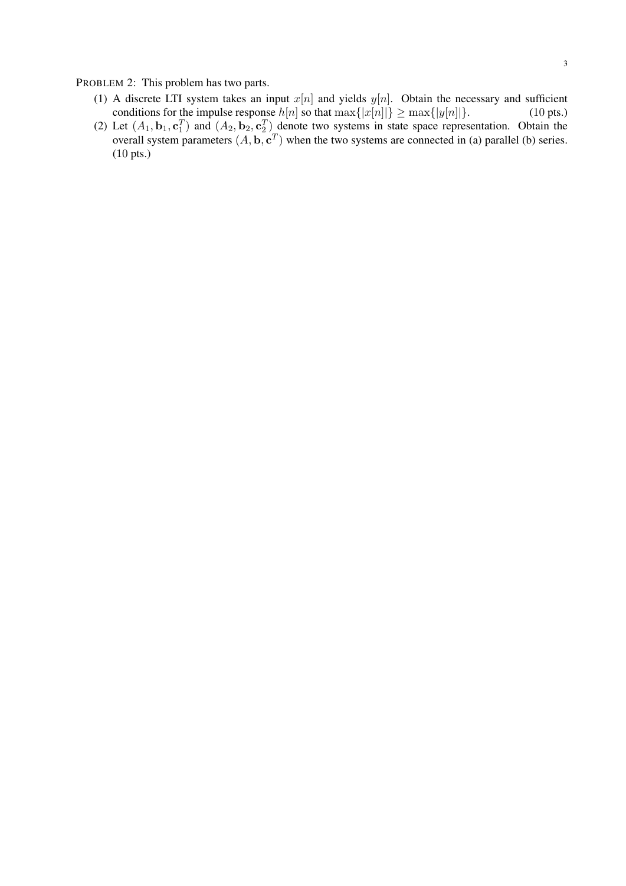PROBLEM 2: This problem has two parts.

(1) A discrete LTI system takes an input $x[n]$ and yields $y[n]$. Obtain the necessary and sufficient conditions for the impulse response $h[n]$ so that $\max\{|x[n]|\} \geq \max\{|y[n]|\}$. (10 pts.)

(2) Let $(A_1, \mathbf{b}_1, \mathbf{c}_1^T)$ and $(A_2, \mathbf{b}_2, \mathbf{c}_2^T)$ denote two systems in state space representation. Obtain the overall system parameters $(A, \mathbf{b}, \mathbf{c}^T)$ when the two systems are connected in (a) parallel (b) series. (10 pts.)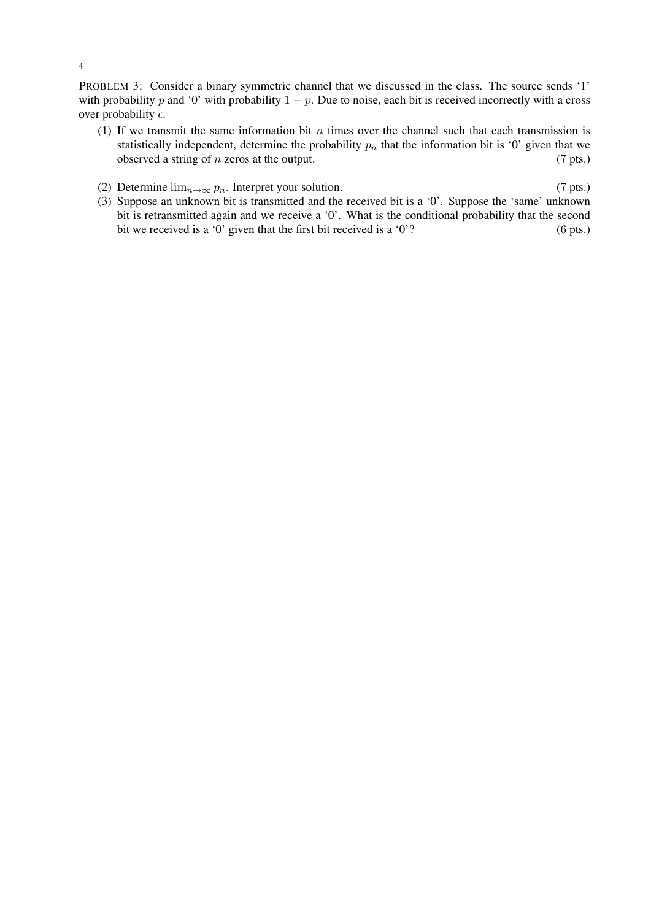PROBLEM 3: Consider a binary symmetric channel that we discussed in the class. The source sends '1' with probability $p$ and '0' with probability $1 - p$. Due to noise, each bit is received incorrectly with a cross over probability $\epsilon$.

(1) If we transmit the same information bit $n$ times over the channel such that each transmission is statistically independent, determine the probability $p_n$ that the information bit is '0' given that we observed a string of $n$ zeros at the output. (7 pts.)

(2) Determine $\lim_{n\to\infty} p_n$. Interpret your solution. (7 pts.)

(3) Suppose an unknown bit is transmitted and the received bit is a '0'. Suppose the 'same' unknown bit is retransmitted again and we receive a '0'. What is the conditional probability that the second bit we received is a '0' given that the first bit received is a '0'? (6 pts.)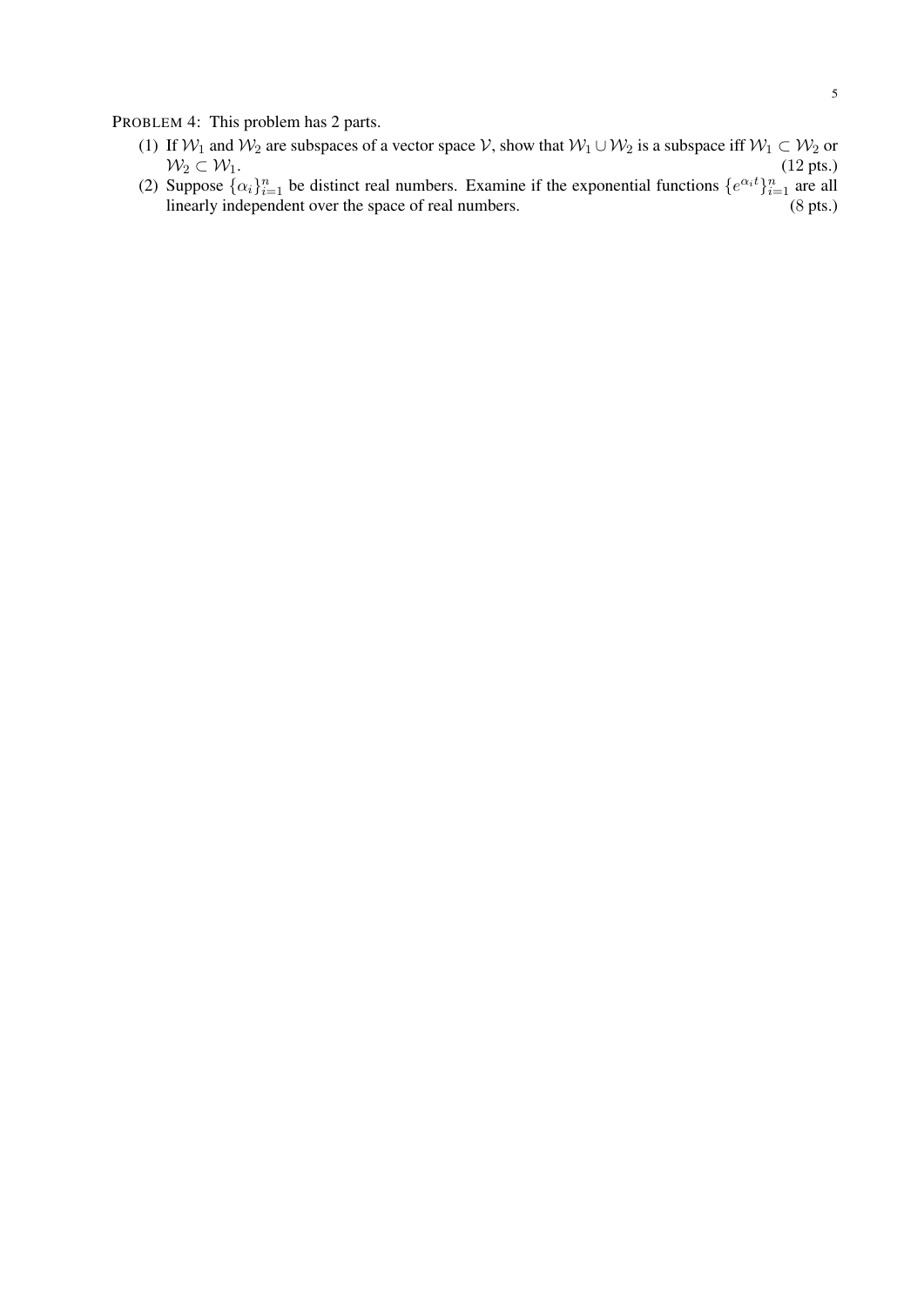PROBLEM 4: This problem has 2 parts.

(1) If $\mathcal{W}_1$ and $\mathcal{W}_2$ are subspaces of a vector space $\mathcal{V}$, show that $\mathcal{W}_1 \cup \mathcal{W}_2$ is a subspace iff $\mathcal{W}_1 \subset \mathcal{W}_2$ or $\mathcal{W}_2 \subset \mathcal{W}_1$. (12 pts.)

(2) Suppose $\{\alpha_i\}_{i=1}^n$ be distinct real numbers. Examine if the exponential functions $\{e^{\alpha_i t}\}_{i=1}^n$ are all linearly independent over the space of real numbers. (8 pts.)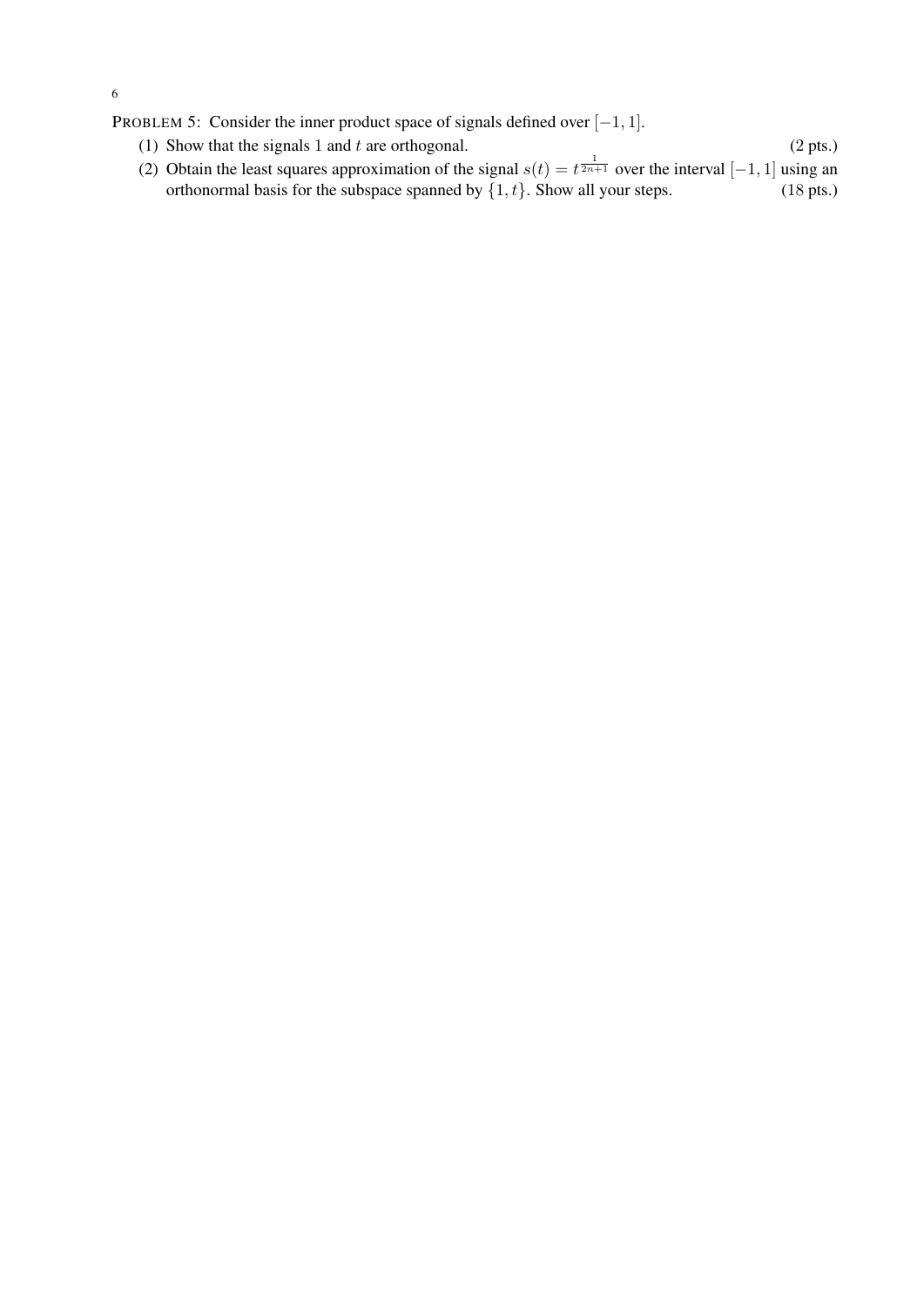PROBLEM 5: Consider the inner product space of signals defined over $[-1, 1]$.

(1) Show that the signals $1$ and $t$ are orthogonal. (2 pts.)

(2) Obtain the least squares approximation of the signal $s(t) = t^{\frac{1}{2n+1}}$ over the interval $[-1, 1]$ using an orthonormal basis for the subspace spanned by $\{1, t\}$. Show all your steps. (18 pts.)